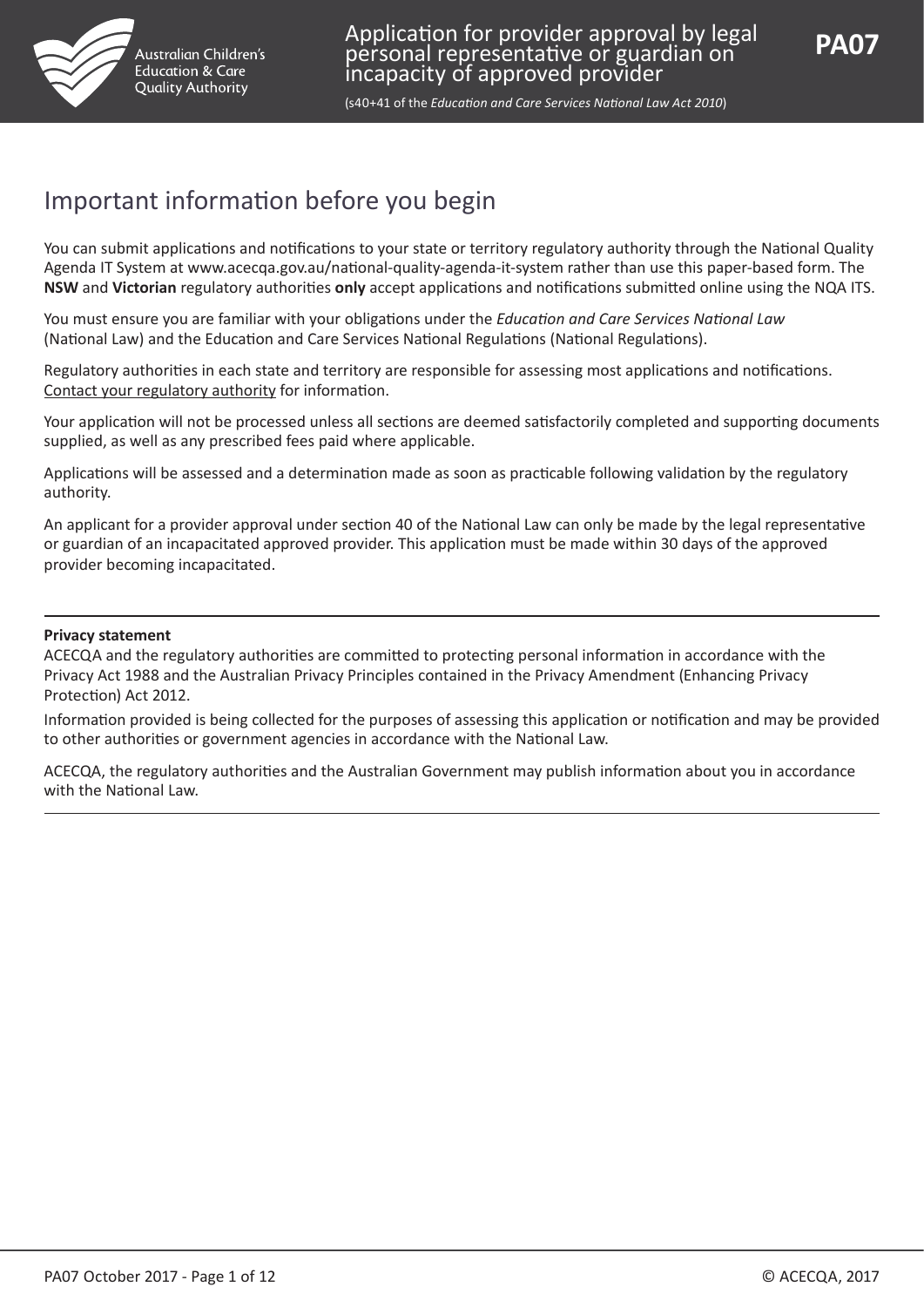Australian Children's Education & Care Quality Authority

# Application for provider approval by legal personal representative or guardian on incapacity of approved provider

**PA07**

(s40+41 of the *Education and Care Services National Law Act 2010*)

## Important information before you begin

You can submit applications and notifications to your state or territory regulatory authority through the National Quality Agenda IT System at www.acecqa.gov.au/national-quality-agenda-it-system rather than use this paper-based form. The **NSW** and **Victorian** regulatory authorities **only** accept applications and notifications submitted online using the NQA ITS.

You must ensure you are familiar with your obligations under the *Education and Care Services National Law* (National Law) and the Education and Care Services National Regulations (National Regulations).

Regulatory authorities in each state and territory are responsible for assessing most applications and notifications. Contact your regulatory authority for information.

Your application will not be processed unless all sections are deemed satisfactorily completed and supporting documents supplied, as well as any prescribed fees paid where applicable.

Applications will be assessed and a determination made as soon as practicable following validation by the regulatory authority.

An applicant for a provider approval under section 40 of the National Law can only be made by the legal representative or guardian of an incapacitated approved provider. This application must be made within 30 days of the approved provider becoming incapacitated.

---

**Privacy statement**
ACECQA and the regulatory authorities are committed to protecting personal information in accordance with the Privacy Act 1988 and the Australian Privacy Principles contained in the Privacy Amendment (Enhancing Privacy Protection) Act 2012.

Information provided is being collected for the purposes of assessing this application or notification and may be provided to other authorities or government agencies in accordance with the National Law.

ACECQA, the regulatory authorities and the Australian Government may publish information about you in accordance with the National Law.

---

© ACECQA, 2017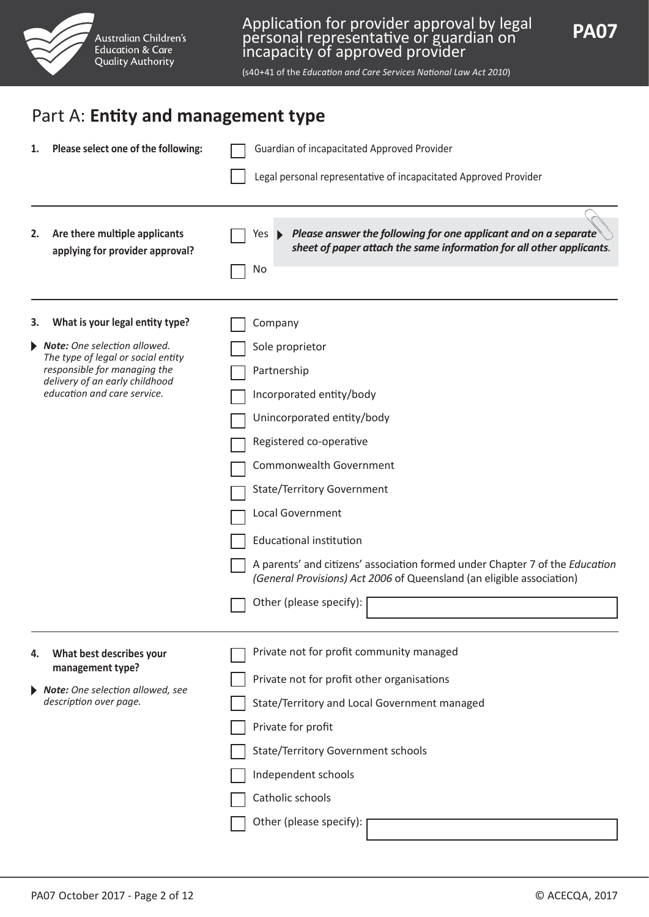## Part A: **Entity and management type**

**1. Please select one of the following:**

- ☐ Guardian of incapacitated Approved Provider
- ☐ Legal personal representative of incapacitated Approved Provider

**2. Are there multiple applicants applying for provider approval?**

- ☐ Yes ► ***Please answer the following for one applicant and on a separate sheet of paper attach the same information for all other applicants.***
- ☐ No

**3. What is your legal entity type?**

► ***Note:*** *One selection allowed. The type of legal or social entity responsible for managing the delivery of an early childhood education and care service.*

- ☐ Company
- ☐ Sole proprietor
- ☐ Partnership
- ☐ Incorporated entity/body
- ☐ Unincorporated entity/body
- ☐ Registered co-operative
- ☐ Commonwealth Government
- ☐ State/Territory Government
- ☐ Local Government
- ☐ Educational institution
- ☐ A parents' and citizens' association formed under Chapter 7 of the *Education (General Provisions) Act 2006* of Queensland (an eligible association)
- ☐ Other (please specify): ____________________

**4. What best describes your management type?**

► ***Note:*** *One selection allowed, see description over page.*

- ☐ Private not for profit community managed
- ☐ Private not for profit other organisations
- ☐ State/Territory and Local Government managed
- ☐ Private for profit
- ☐ State/Territory Government schools
- ☐ Independent schools
- ☐ Catholic schools
- ☐ Other (please specify): ____________________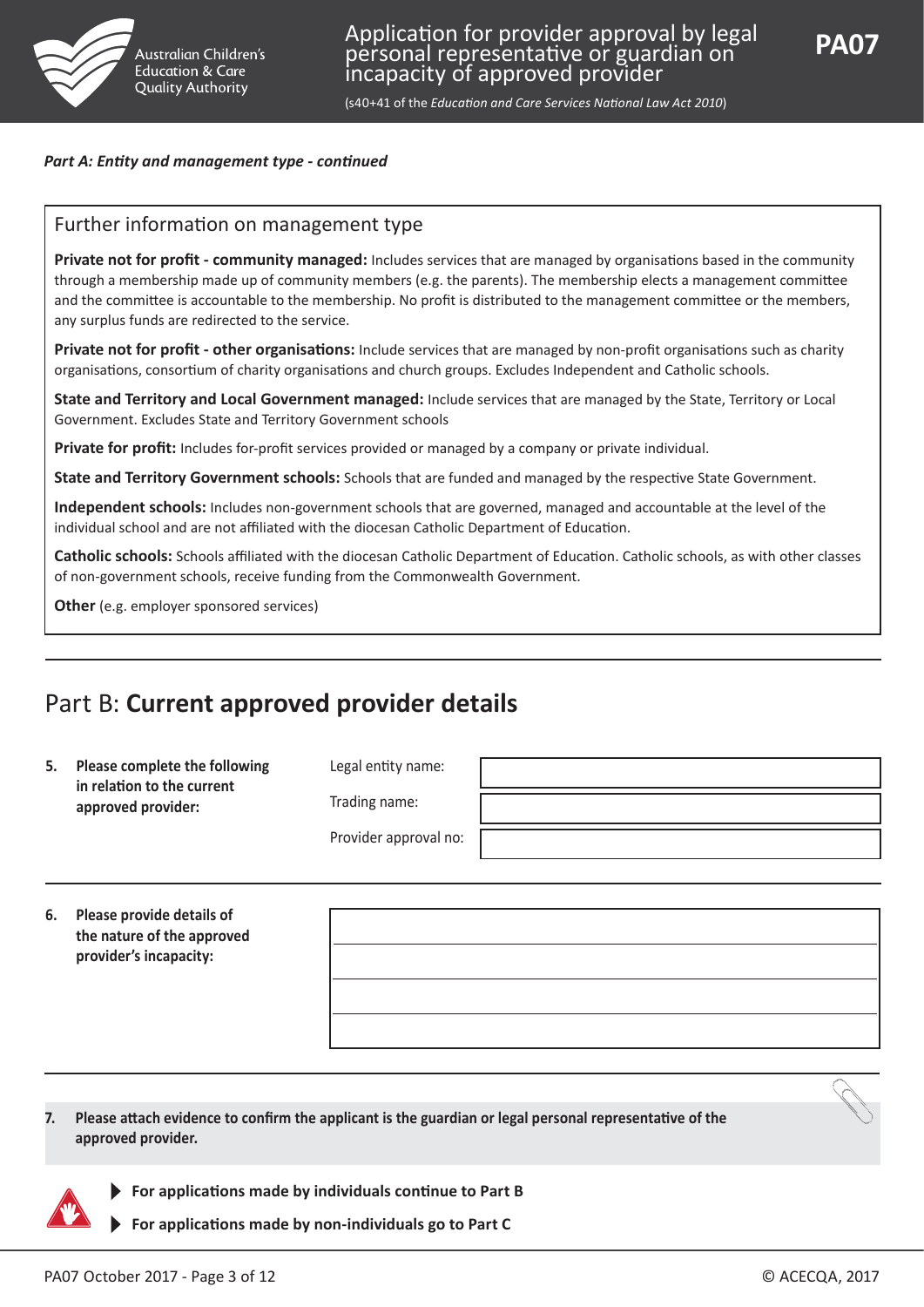*Part A: Entity and management type - continued*

### Further information on management type

**Private not for profit - community managed:** Includes services that are managed by organisations based in the community through a membership made up of community members (e.g. the parents). The membership elects a management committee and the committee is accountable to the membership. No profit is distributed to the management committee or the members, any surplus funds are redirected to the service.

**Private not for profit - other organisations:** Include services that are managed by non-profit organisations such as charity organisations, consortium of charity organisations and church groups. Excludes Independent and Catholic schools.

**State and Territory and Local Government managed:** Include services that are managed by the State, Territory or Local Government. Excludes State and Territory Government schools

**Private for profit:** Includes for-profit services provided or managed by a company or private individual.

**State and Territory Government schools:** Schools that are funded and managed by the respective State Government.

**Independent schools:** Includes non-government schools that are governed, managed and accountable at the level of the individual school and are not affiliated with the diocesan Catholic Department of Education.

**Catholic schools:** Schools affiliated with the diocesan Catholic Department of Education. Catholic schools, as with other classes of non-government schools, receive funding from the Commonwealth Government.

**Other** (e.g. employer sponsored services)

## Part B: **Current approved provider details**

**5. Please complete the following in relation to the current approved provider:**

| | |
|---|---|
| Legal entity name: | |
| Trading name: | |
| Provider approval no: | |

**6. Please provide details of the nature of the approved provider's incapacity:**

**7. Please attach evidence to confirm the applicant is the guardian or legal personal representative of the approved provider.**

- **For applications made by individuals continue to Part B**
- **For applications made by non-individuals go to Part C**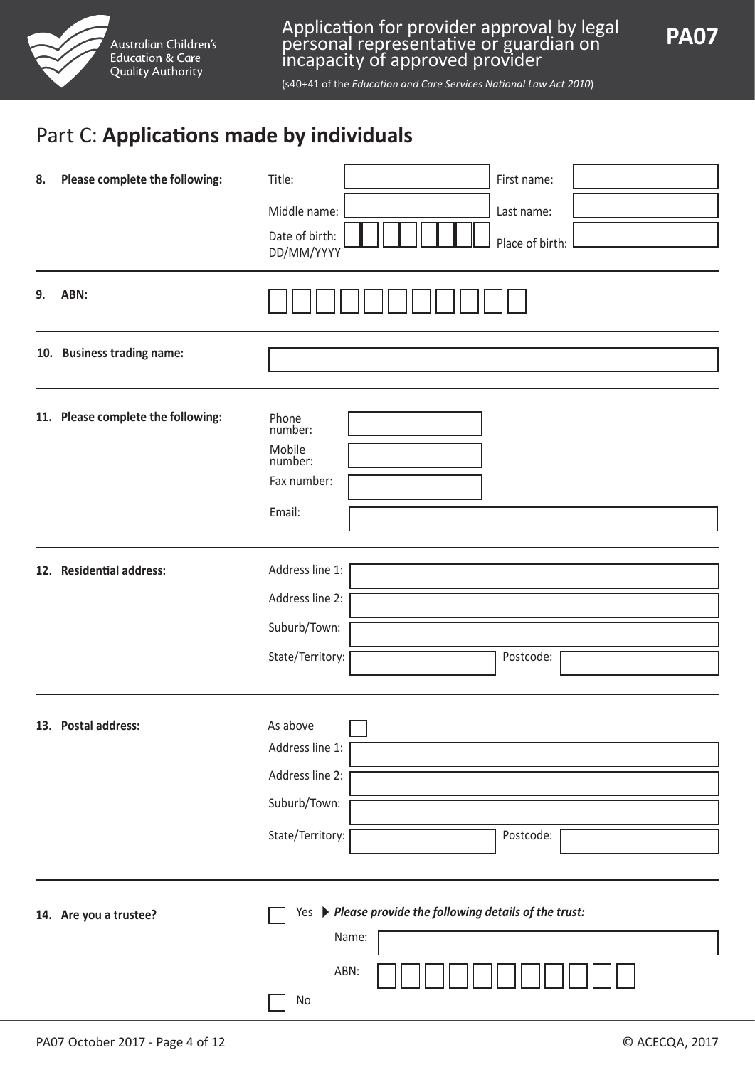## Part C: **Applications made by individuals**

**8. Please complete the following:**

Title: 

First name: 

Middle name: 

Last name: 

Date of birth: DD/MM/YYYY

Place of birth: 

**9. ABN:**

**10. Business trading name:**

**11. Please complete the following:**

Phone number: 

Mobile number: 

Fax number: 

Email: 

**12. Residential address:**

Address line 1: 

Address line 2: 

Suburb/Town: 

State/Territory: 

Postcode: 

**13. Postal address:**

As above ☐

Address line 1: 

Address line 2: 

Suburb/Town: 

State/Territory: 

Postcode: 

**14. Are you a trustee?**

☐ Yes ▶ ***Please provide the following details of the trust:***

Name: 

ABN: 

☐ No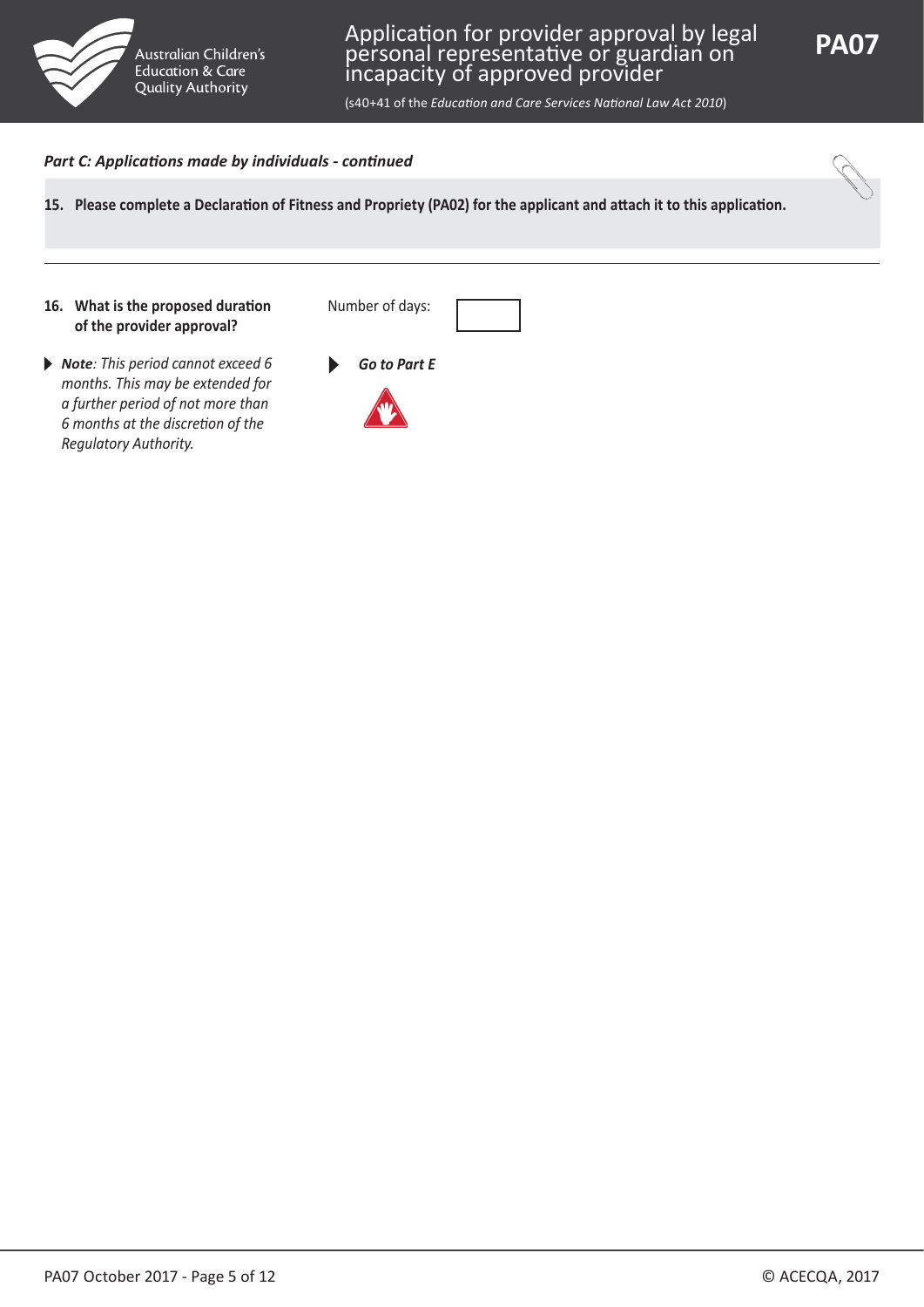*Part C: Applications made by individuals - continued*

**15. Please complete a Declaration of Fitness and Propriety (PA02) for the applicant and attach it to this application.**

---

**16. What is the proposed duration of the provider approval?**

Number of days: ______

*Note: This period cannot exceed 6 months. This may be extended for a further period of not more than 6 months at the discretion of the Regulatory Authority.*

***Go to Part E***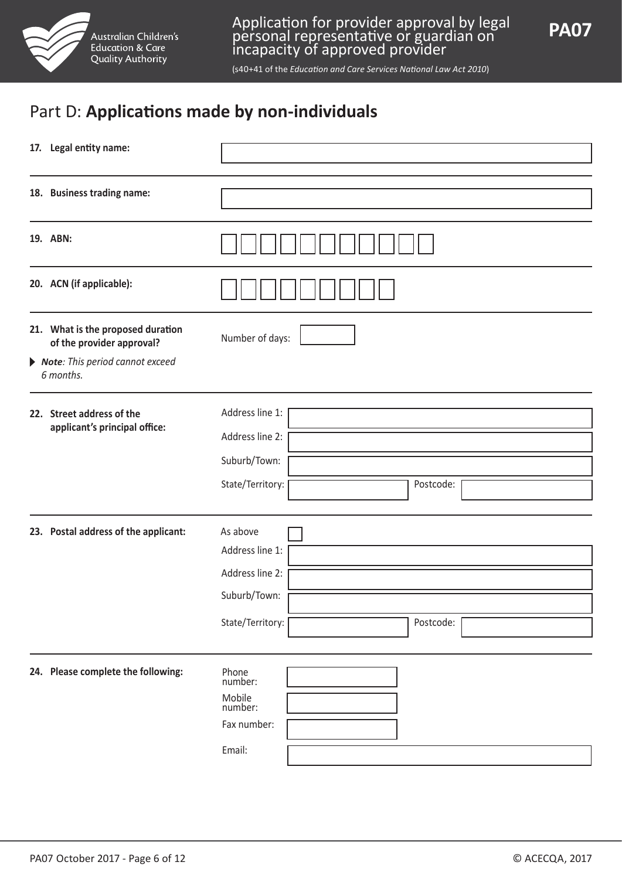# Part D: **Applications made by non-individuals**

**17. Legal entity name:**

**18. Business trading name:**

**19. ABN:**

**20. ACN (if applicable):**

**21. What is the proposed duration of the provider approval?**

▸ ***Note**: This period cannot exceed 6 months.*

Number of days:

**22. Street address of the applicant's principal office:**

Address line 1:

Address line 2:

Suburb/Town:

State/Territory: Postcode:

**23. Postal address of the applicant:**

As above ☐

Address line 1:

Address line 2:

Suburb/Town:

State/Territory: Postcode:

**24. Please complete the following:**

Phone number:

Mobile number:

Fax number:

Email: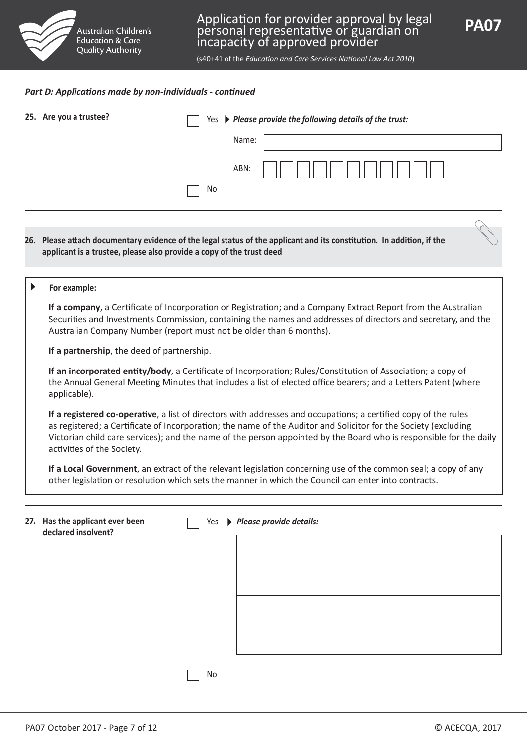*Part D: Applications made by non-individuals - continued*

**25. Are you a trustee?**

☐ Yes ▶ ***Please provide the following details of the trust:***

Name:

ABN:

☐ No

---

**26. Please attach documentary evidence of the legal status of the applicant and its constitution. In addition, if the applicant is a trustee, please also provide a copy of the trust deed**

▶ **For example:**

**If a company**, a Certificate of Incorporation or Registration; and a Company Extract Report from the Australian Securities and Investments Commission, containing the names and addresses of directors and secretary, and the Australian Company Number (report must not be older than 6 months).

**If a partnership**, the deed of partnership.

**If an incorporated entity/body**, a Certificate of Incorporation; Rules/Constitution of Association; a copy of the Annual General Meeting Minutes that includes a list of elected office bearers; and a Letters Patent (where applicable).

**If a registered co-operative**, a list of directors with addresses and occupations; a certified copy of the rules as registered; a Certificate of Incorporation; the name of the Auditor and Solicitor for the Society (excluding Victorian child care services); and the name of the person appointed by the Board who is responsible for the daily activities of the Society.

**If a Local Government**, an extract of the relevant legislation concerning use of the common seal; a copy of any other legislation or resolution which sets the manner in which the Council can enter into contracts.

---

**27. Has the applicant ever been declared insolvent?**

☐ Yes ▶ ***Please provide details:***

☐ No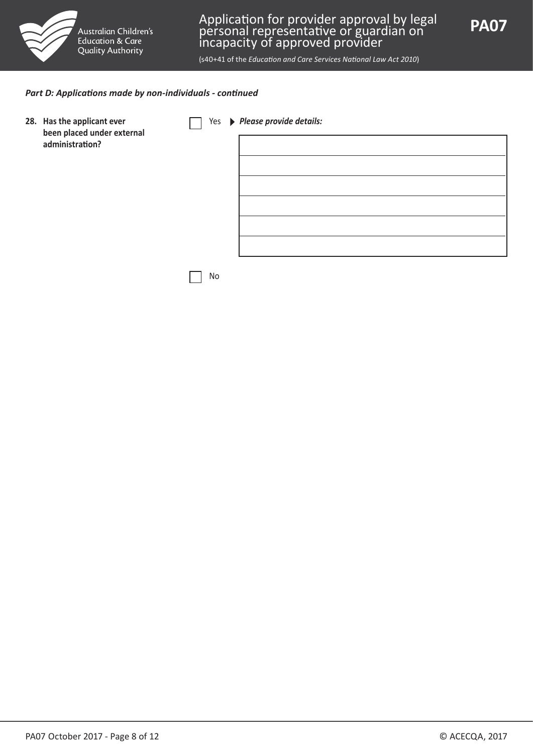***Part D: Applications made by non-individuals - continued***

**28. Has the applicant ever been placed under external administration?**

☐ Yes ▶ ***Please provide details:***

| |
|---|
| |
| |
| |
| |
| |

☐ No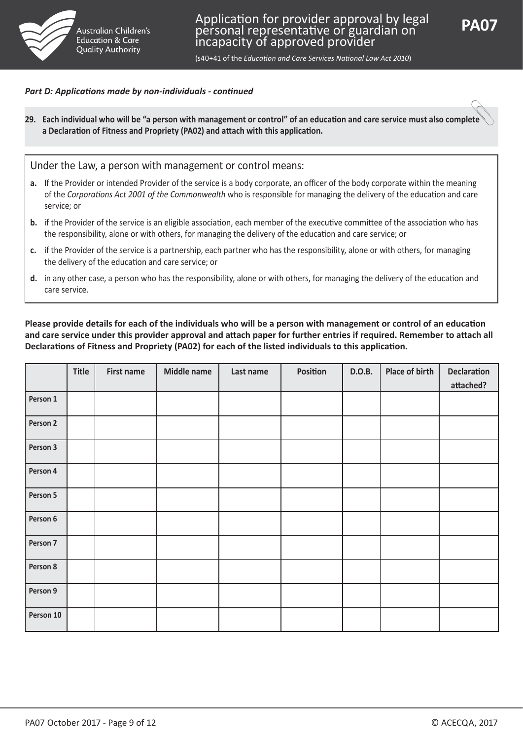*Part D: Applications made by non-individuals - continued*

**29. Each individual who will be "a person with management or control" of an education and care service must also complete a Declaration of Fitness and Propriety (PA02) and attach with this application.**

Under the Law, a person with management or control means:

**a.** If the Provider or intended Provider of the service is a body corporate, an officer of the body corporate within the meaning of the *Corporations Act 2001 of the Commonwealth* who is responsible for managing the delivery of the education and care service; or

**b.** if the Provider of the service is an eligible association, each member of the executive committee of the association who has the responsibility, alone or with others, for managing the delivery of the education and care service; or

**c.** if the Provider of the service is a partnership, each partner who has the responsibility, alone or with others, for managing the delivery of the education and care service; or

**d.** in any other case, a person who has the responsibility, alone or with others, for managing the delivery of the education and care service.

**Please provide details for each of the individuals who will be a person with management or control of an education and care service under this provider approval and attach paper for further entries if required. Remember to attach all Declarations of Fitness and Propriety (PA02) for each of the listed individuals to this application.**

| | Title | First name | Middle name | Last name | Position | D.O.B. | Place of birth | Declaration attached? |
|---|---|---|---|---|---|---|---|---|
| Person 1 | | | | | | | | |
| Person 2 | | | | | | | | |
| Person 3 | | | | | | | | |
| Person 4 | | | | | | | | |
| Person 5 | | | | | | | | |
| Person 6 | | | | | | | | |
| Person 7 | | | | | | | | |
| Person 8 | | | | | | | | |
| Person 9 | | | | | | | | |
| Person 10 | | | | | | | | |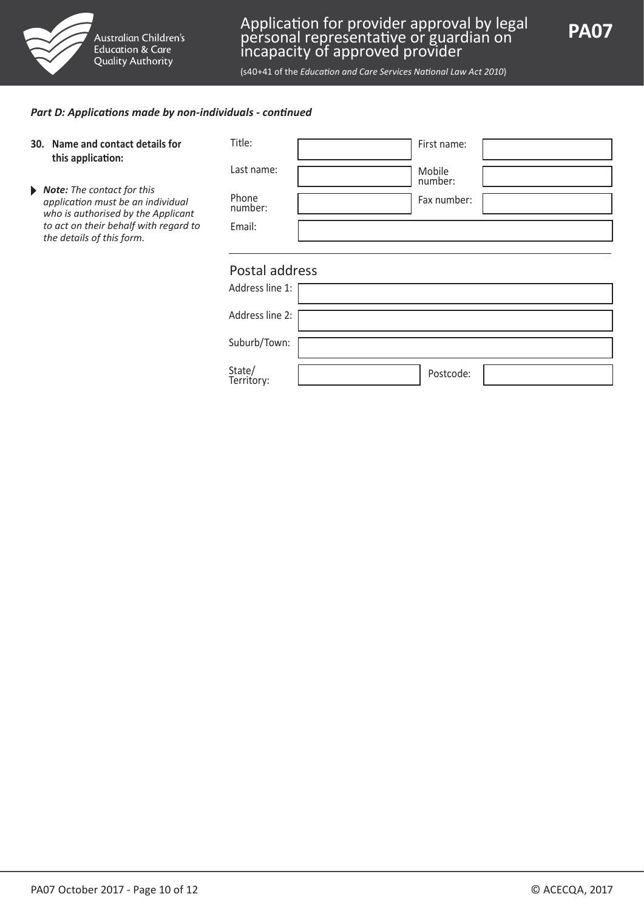*Part D: Applications made by non-individuals - continued*

**30. Name and contact details for this application:**

▶ ***Note:*** *The contact for this application must be an individual who is authorised by the Applicant to act on their behalf with regard to the details of this form.*

| | | | |
|---|---|---|---|
| Title: | | First name: | |
| Last name: | | Mobile number: | |
| Phone number: | | Fax number: | |
| Email: | | | |

## Postal address

| | | | |
|---|---|---|---|
| Address line 1: | | | |
| Address line 2: | | | |
| Suburb/Town: | | | |
| State/Territory: | | Postcode: | |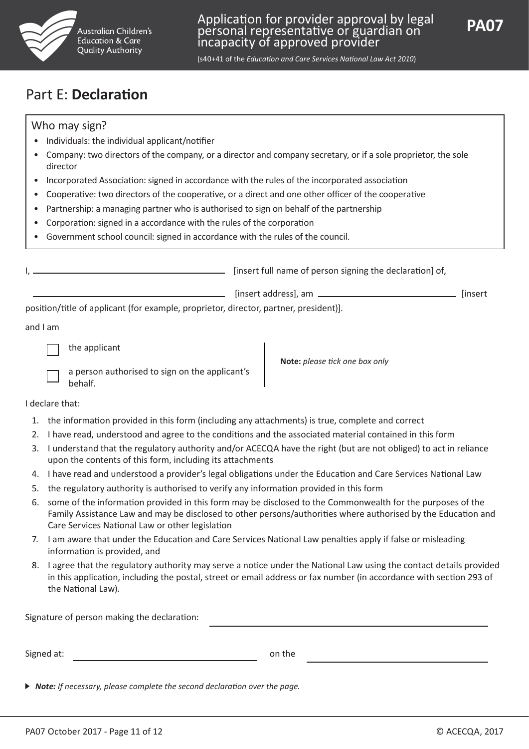# Part E: **Declaration**

### Who may sign?

- Individuals: the individual applicant/notifier
- Company: two directors of the company, or a director and company secretary, or if a sole proprietor, the sole director
- Incorporated Association: signed in accordance with the rules of the incorporated association
- Cooperative: two directors of the cooperative, or a direct and one other officer of the cooperative
- Partnership: a managing partner who is authorised to sign on behalf of the partnership
- Corporation: signed in a accordance with the rules of the corporation
- Government school council: signed in accordance with the rules of the council.

I, ______________________________ [insert full name of person signing the declaration] of,

______________________________ [insert address], am ______________________ [insert position/title of applicant (for example, proprietor, director, partner, president)].

and I am

- ☐ the applicant
- ☐ a person authorised to sign on the applicant's behalf.

**Note:** *please tick one box only*

I declare that:

1. the information provided in this form (including any attachments) is true, complete and correct
2. I have read, understood and agree to the conditions and the associated material contained in this form
3. I understand that the regulatory authority and/or ACECQA have the right (but are not obliged) to act in reliance upon the contents of this form, including its attachments
4. I have read and understood a provider's legal obligations under the Education and Care Services National Law
5. the regulatory authority is authorised to verify any information provided in this form
6. some of the information provided in this form may be disclosed to the Commonwealth for the purposes of the Family Assistance Law and may be disclosed to other persons/authorities where authorised by the Education and Care Services National Law or other legislation
7. I am aware that under the Education and Care Services National Law penalties apply if false or misleading information is provided, and
8. I agree that the regulatory authority may serve a notice under the National Law using the contact details provided in this application, including the postal, street or email address or fax number (in accordance with section 293 of the National Law).

Signature of person making the declaration: ______________________________

Signed at: ______________________ on the ______________________

▶ ***Note:*** *If necessary, please complete the second declaration over the page.*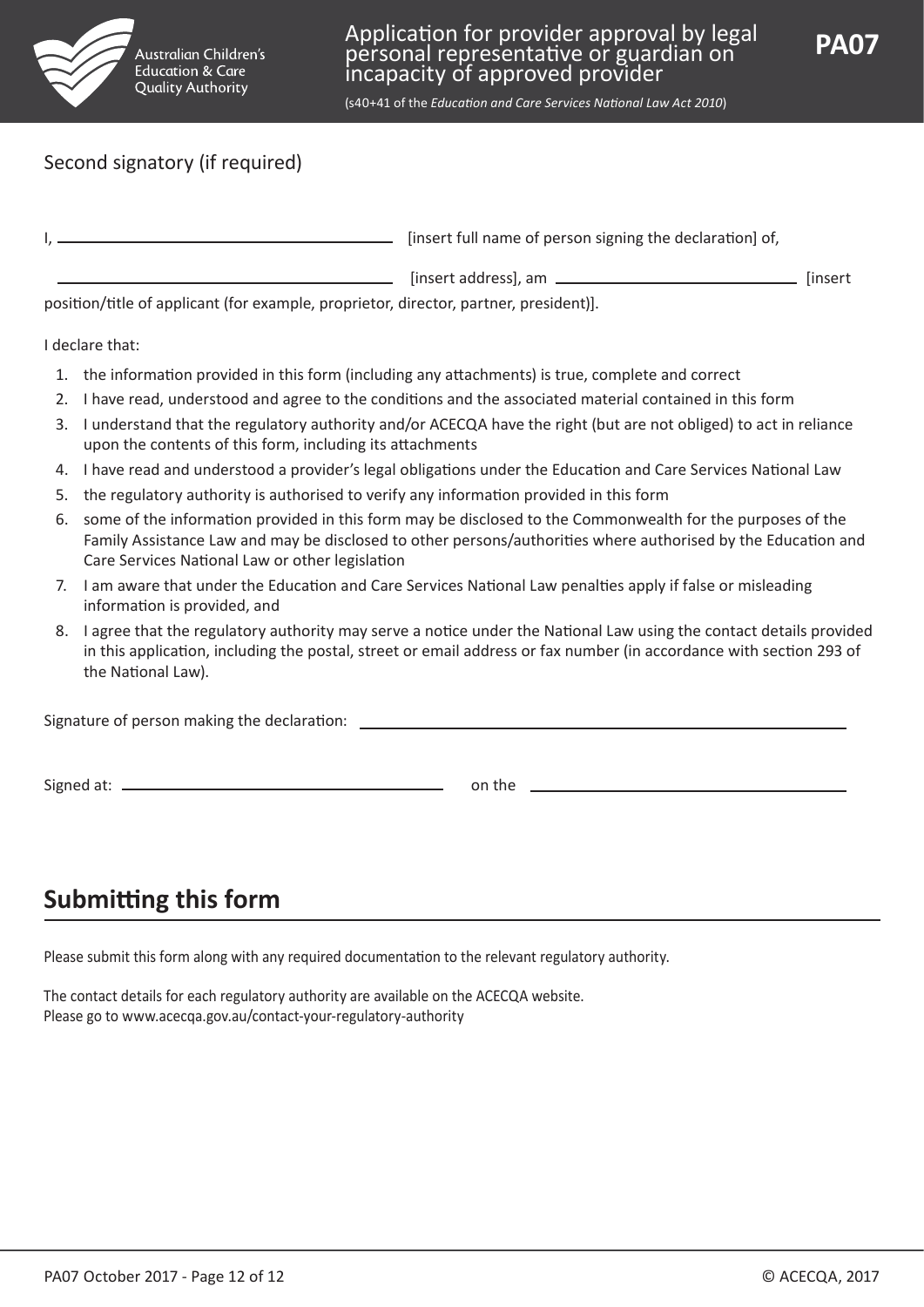Second signatory (if required)

I, ______________________________ [insert full name of person signing the declaration] of,

______________________________ [insert address], am ______________________________ [insert position/title of applicant (for example, proprietor, director, partner, president)].

I declare that:

1. the information provided in this form (including any attachments) is true, complete and correct
2. I have read, understood and agree to the conditions and the associated material contained in this form
3. I understand that the regulatory authority and/or ACECQA have the right (but are not obliged) to act in reliance upon the contents of this form, including its attachments
4. I have read and understood a provider's legal obligations under the Education and Care Services National Law
5. the regulatory authority is authorised to verify any information provided in this form
6. some of the information provided in this form may be disclosed to the Commonwealth for the purposes of the Family Assistance Law and may be disclosed to other persons/authorities where authorised by the Education and Care Services National Law or other legislation
7. I am aware that under the Education and Care Services National Law penalties apply if false or misleading information is provided, and
8. I agree that the regulatory authority may serve a notice under the National Law using the contact details provided in this application, including the postal, street or email address or fax number (in accordance with section 293 of the National Law).

Signature of person making the declaration: ______________________________

Signed at: ______________________________ on the ______________________________

## Submitting this form

Please submit this form along with any required documentation to the relevant regulatory authority.

The contact details for each regulatory authority are available on the ACECQA website.
Please go to www.acecqa.gov.au/contact-your-regulatory-authority